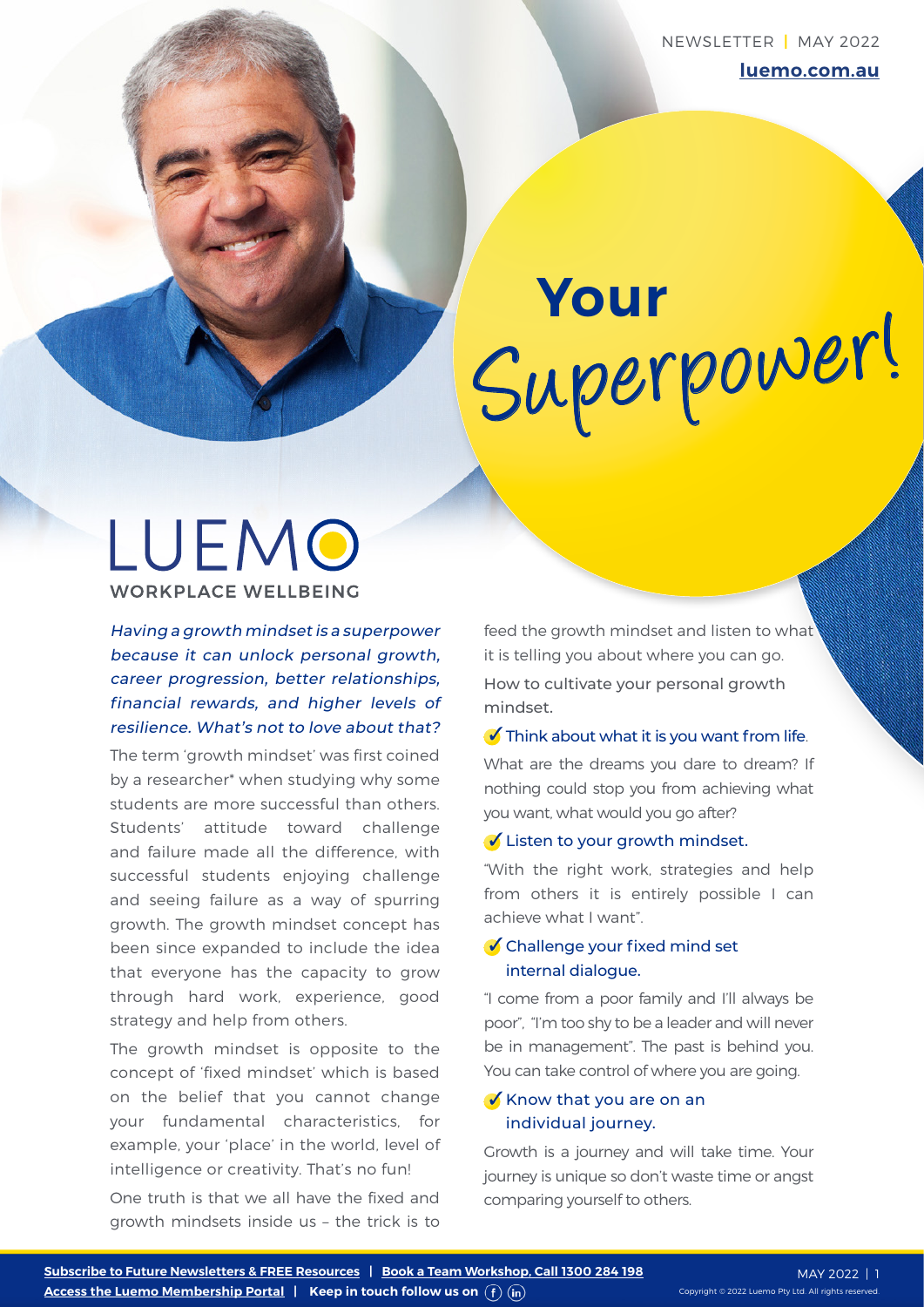NEWSLETTER | MAY 2022

**luemo.com.au**

# Your Superpower!

LUEMO

WORKPLACE WELLBEING

*Having a growth mindset is a superpower because it can unlock personal growth, career progression, better relationships, financial rewards, and higher levels of resilience. What's not to love about that?*

The term 'growth mindset' was first coined by a researcher* when studying why some students are more successful than others. Students' attitude toward challenge and failure made all the difference, with successful students enjoying challenge and seeing failure as a way of spurring growth. The growth mindset concept has been since expanded to include the idea that everyone has the capacity to grow through hard work, experience, good strategy and help from others.

The growth mindset is opposite to the concept of 'fixed mindset' which is based on the belief that you cannot change your fundamental characteristics, for example, your 'place' in the world, level of intelligence or creativity. That's no fun!

One truth is that we all have the fixed and growth mindsets inside us – the trick is to feed the growth mindset and listen to what it is telling you about where you can go.

How to cultivate your personal growth mindset.

✓ Think about what it is you want from life.

What are the dreams you dare to dream? If nothing could stop you from achieving what you want, what would you go after?

✓ Listen to your growth mindset.

"With the right work, strategies and help from others it is entirely possible I can achieve what I want".

✓ Challenge your fixed mind set internal dialogue.

"I come from a poor family and I'll always be poor", "I'm too shy to be a leader and will never be in management". The past is behind you. You can take control of where you are going.

✓ Know that you are on an individual journey.

Growth is a journey and will take time. Your journey is unique so don't waste time or angst comparing yourself to others.

**Subscribe to Future Newsletters & FREE Resources** | **Book a Team Workshop, Call 1300 284 198**

**Access the Luemo Membership Portal** | **Keep in touch follow us on**

Copyright © 2022 Luemo Pty Ltd. All rights reserved.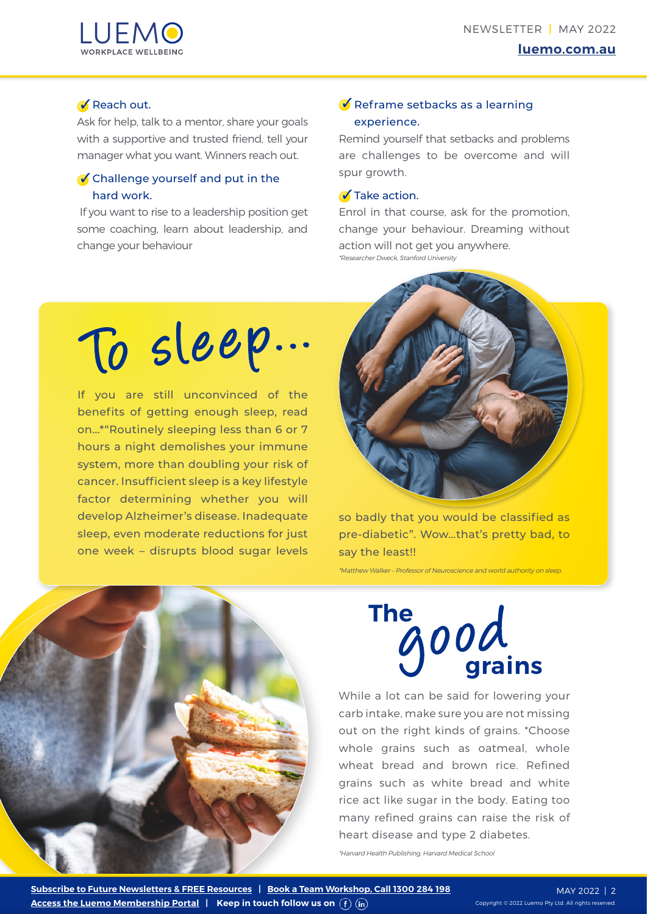**✓ Reach out.**

Ask for help, talk to a mentor, share your goals with a supportive and trusted friend, tell your manager what you want. Winners reach out.

**✓ Challenge yourself and put in the hard work.**

If you want to rise to a leadership position get some coaching, learn about leadership, and change your behaviour

**✓ Reframe setbacks as a learning experience.**

Remind yourself that setbacks and problems are challenges to be overcome and will spur growth.

**✓ Take action.**

Enrol in that course, ask for the promotion, change your behaviour. Dreaming without action will not get you anywhere.

*\*Researcher Dweck, Stanford University*

# To sleep...

If you are still unconvinced of the benefits of getting enough sleep, read on...*"Routinely sleeping less than 6 or 7 hours a night demolishes your immune system, more than doubling your risk of cancer. Insufficient sleep is a key lifestyle factor determining whether you will develop Alzheimer's disease. Inadequate sleep, even moderate reductions for just one week – disrupts blood sugar levels so badly that you would be classified as pre-diabetic". Wow...that's pretty bad, to say the least!!

*\*Matthew Walker – Professor of Neuroscience and world authority on sleep.*

# The good grains

While a lot can be said for lowering your carb intake, make sure you are not missing out on the right kinds of grains. *Choose whole grains such as oatmeal, whole wheat bread and brown rice. Refined grains such as white bread and white rice act like sugar in the body. Eating too many refined grains can raise the risk of heart disease and type 2 diabetes.

*\*Harvard Health Publishing, Harvard Medical School*

**Subscribe to Future Newsletters & FREE Resources** | **Book a Team Workshop, Call 1300 284 198**

**Access the Luemo Membership Portal** | **Keep in touch follow us on**

Copyright © 2022 Luemo Pty Ltd. All rights reserved.